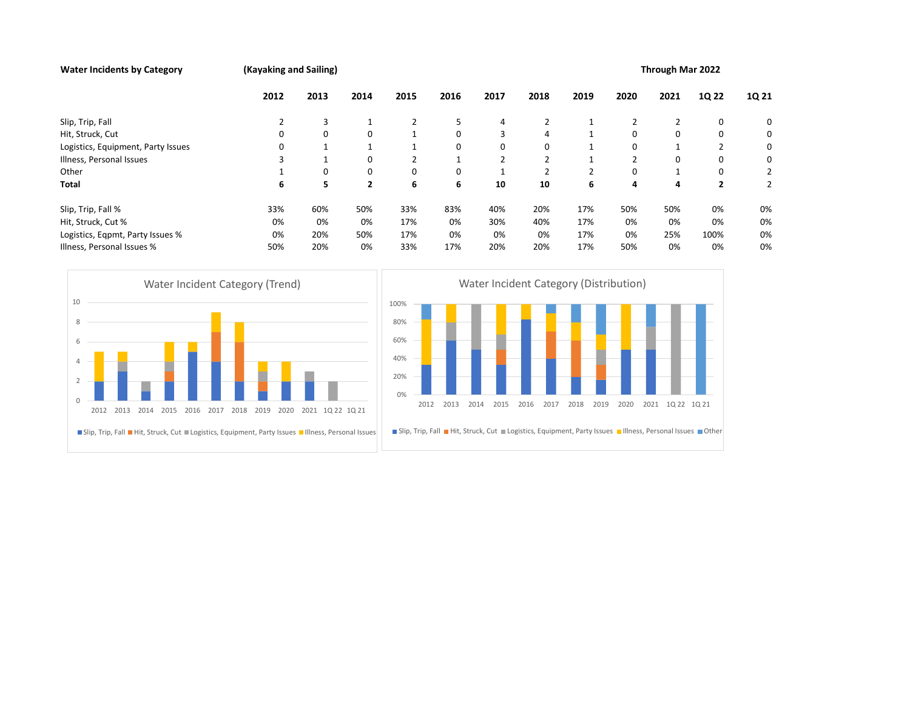**Water Incidents by Category** **(Kayaking and Sailing)** **Through Mar 2022**

| | 2012 | 2013 | 2014 | 2015 | 2016 | 2017 | 2018 | 2019 | 2020 | 2021 | 1Q 22 | 1Q 21 |
|---|---|---|---|---|---|---|---|---|---|---|---|---|
| Slip, Trip, Fall | 2 | 3 | 1 | 2 | 5 | 4 | 2 | 1 | 2 | 2 | 0 | 0 |
| Hit, Struck, Cut | 0 | 0 | 0 | 1 | 0 | 3 | 4 | 1 | 0 | 0 | 0 | 0 |
| Logistics, Equipment, Party Issues | 0 | 1 | 1 | 1 | 0 | 0 | 0 | 1 | 0 | 1 | 2 | 0 |
| Illness, Personal Issues | 3 | 1 | 0 | 2 | 1 | 2 | 2 | 1 | 2 | 0 | 0 | 0 |
| Other | 1 | 0 | 0 | 0 | 0 | 1 | 2 | 2 | 0 | 1 | 0 | 2 |
| **Total** | **6** | **5** | **2** | **6** | **6** | **10** | **10** | **6** | **4** | **4** | **2** | 2 |
| | | | | | | | | | | | | |
| Slip, Trip, Fall % | 33% | 60% | 50% | 33% | 83% | 40% | 20% | 17% | 50% | 50% | 0% | 0% |
| Hit, Struck, Cut % | 0% | 0% | 0% | 17% | 0% | 30% | 40% | 17% | 0% | 0% | 0% | 0% |
| Logistics, Eqpmt, Party Issues % | 0% | 20% | 50% | 17% | 0% | 0% | 0% | 17% | 0% | 25% | 100% | 0% |
| Illness, Personal Issues % | 50% | 20% | 0% | 33% | 17% | 20% | 20% | 17% | 50% | 0% | 0% | 0% |

Water Incident Category (Trend)

Water Incident Category (Distribution)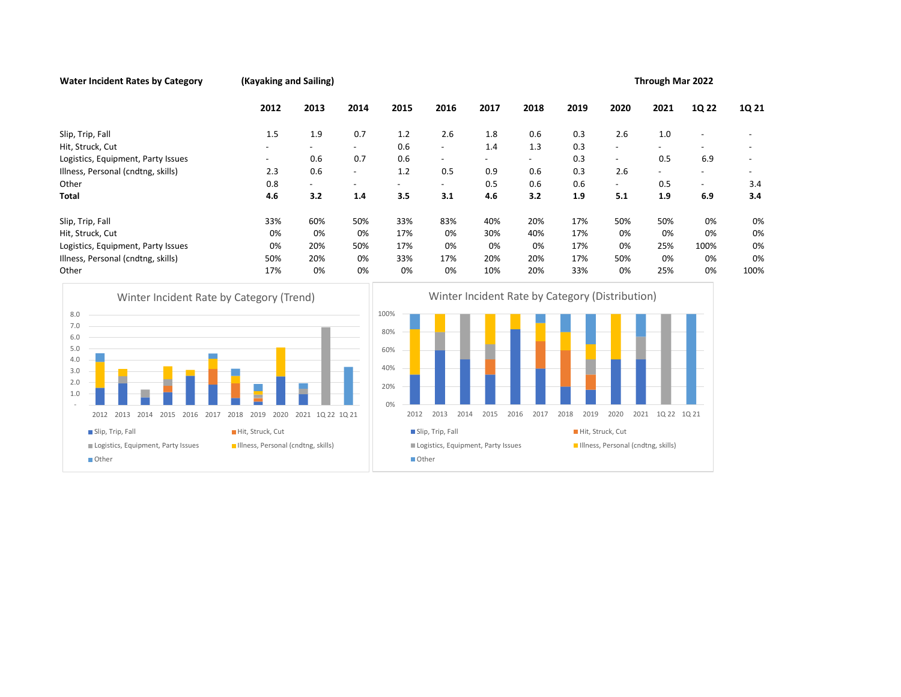**Water Incident Rates by Category** **(Kayaking and Sailing)** **Through Mar 2022**

| | 2012 | 2013 | 2014 | 2015 | 2016 | 2017 | 2018 | 2019 | 2020 | 2021 | 1Q 22 | 1Q 21 |
|---|---|---|---|---|---|---|---|---|---|---|---|---|
| Slip, Trip, Fall | 1.5 | 1.9 | 0.7 | 1.2 | 2.6 | 1.8 | 0.6 | 0.3 | 2.6 | 1.0 | - | - |
| Hit, Struck, Cut | - | - | - | 0.6 | - | 1.4 | 1.3 | 0.3 | - | - | - | - |
| Logistics, Equipment, Party Issues | - | 0.6 | 0.7 | 0.6 | - | - | - | 0.3 | - | 0.5 | 6.9 | - |
| Illness, Personal (cndtng, skills) | 2.3 | 0.6 | - | 1.2 | 0.5 | 0.9 | 0.6 | 0.3 | 2.6 | - | - | - |
| Other | 0.8 | - | - | - | - | 0.5 | 0.6 | 0.6 | - | 0.5 | - | 3.4 |
| **Total** | **4.6** | **3.2** | **1.4** | **3.5** | **3.1** | **4.6** | **3.2** | **1.9** | **5.1** | **1.9** | **6.9** | **3.4** |
| | | | | | | | | | | | | |
| Slip, Trip, Fall | 33% | 60% | 50% | 33% | 83% | 40% | 20% | 17% | 50% | 50% | 0% | 0% |
| Hit, Struck, Cut | 0% | 0% | 0% | 17% | 0% | 30% | 40% | 17% | 0% | 0% | 0% | 0% |
| Logistics, Equipment, Party Issues | 0% | 20% | 50% | 17% | 0% | 0% | 0% | 17% | 0% | 25% | 100% | 0% |
| Illness, Personal (cndtng, skills) | 50% | 20% | 0% | 33% | 17% | 20% | 20% | 17% | 50% | 0% | 0% | 0% |
| Other | 17% | 0% | 0% | 0% | 0% | 10% | 20% | 33% | 0% | 25% | 0% | 100% |

Winter Incident Rate by Category (Trend)

Winter Incident Rate by Category (Distribution)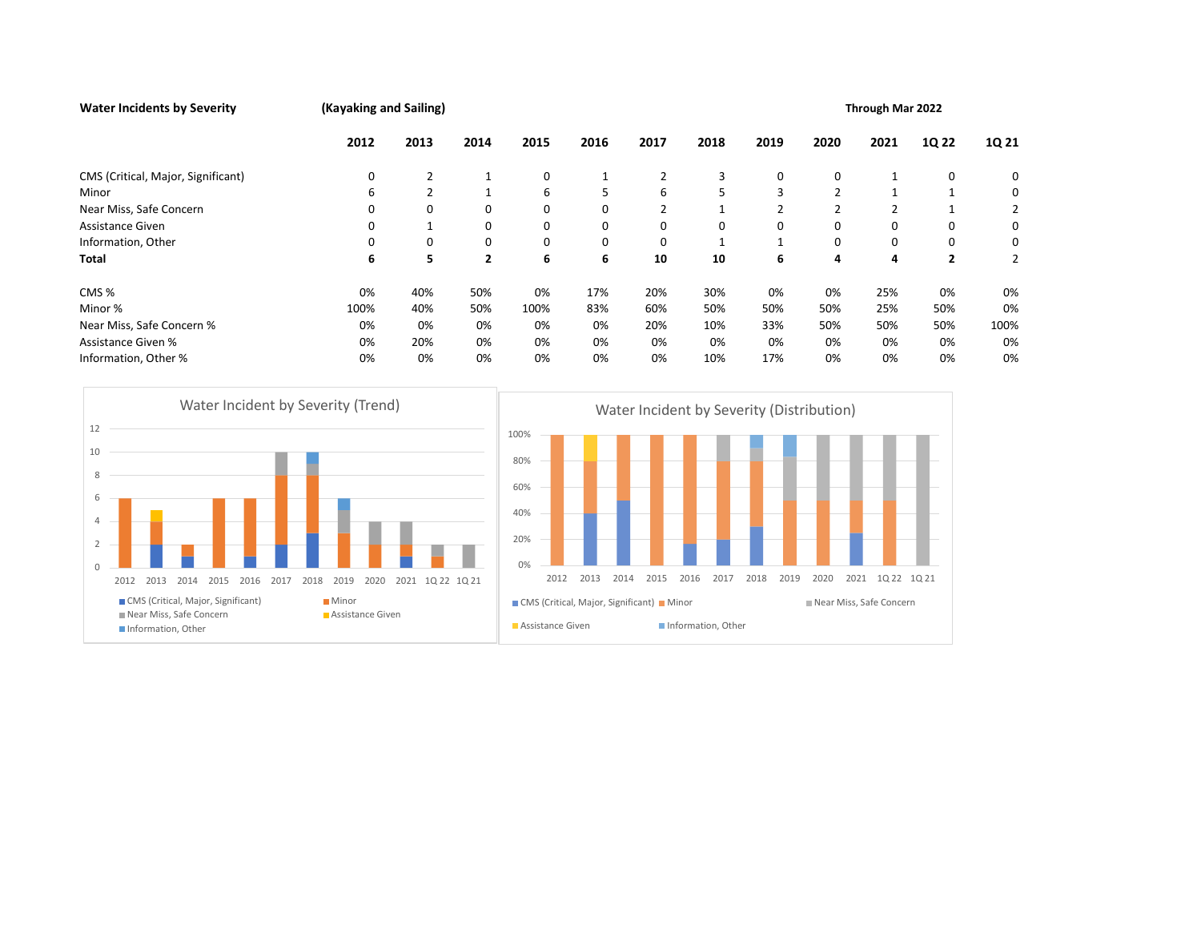**Water Incidents by Severity** **(Kayaking and Sailing)** **Through Mar 2022**

| | **2012** | **2013** | **2014** | **2015** | **2016** | **2017** | **2018** | **2019** | **2020** | **2021** | **1Q 22** | **1Q 21** |
|---|---|---|---|---|---|---|---|---|---|---|---|---|
| CMS (Critical, Major, Significant) | 0 | 2 | 1 | 0 | 1 | 2 | 3 | 0 | 0 | 1 | 0 | 0 |
| Minor | 6 | 2 | 1 | 6 | 5 | 6 | 5 | 3 | 2 | 1 | 1 | 0 |
| Near Miss, Safe Concern | 0 | 0 | 0 | 0 | 0 | 2 | 1 | 2 | 2 | 2 | 1 | 2 |
| Assistance Given | 0 | 1 | 0 | 0 | 0 | 0 | 0 | 0 | 0 | 0 | 0 | 0 |
| Information, Other | 0 | 0 | 0 | 0 | 0 | 0 | 1 | 1 | 0 | 0 | 0 | 0 |
| **Total** | **6** | **5** | **2** | **6** | **6** | **10** | **10** | **6** | **4** | **4** | **2** | 2 |
| | | | | | | | | | | | | |
| CMS % | 0% | 40% | 50% | 0% | 17% | 20% | 30% | 0% | 0% | 25% | 0% | 0% |
| Minor % | 100% | 40% | 50% | 100% | 83% | 60% | 50% | 50% | 50% | 25% | 50% | 0% |
| Near Miss, Safe Concern % | 0% | 0% | 0% | 0% | 0% | 20% | 10% | 33% | 50% | 50% | 50% | 100% |
| Assistance Given % | 0% | 20% | 0% | 0% | 0% | 0% | 0% | 0% | 0% | 0% | 0% | 0% |
| Information, Other % | 0% | 0% | 0% | 0% | 0% | 0% | 10% | 17% | 0% | 0% | 0% | 0% |

Water Incident by Severity (Trend)

Water Incident by Severity (Distribution)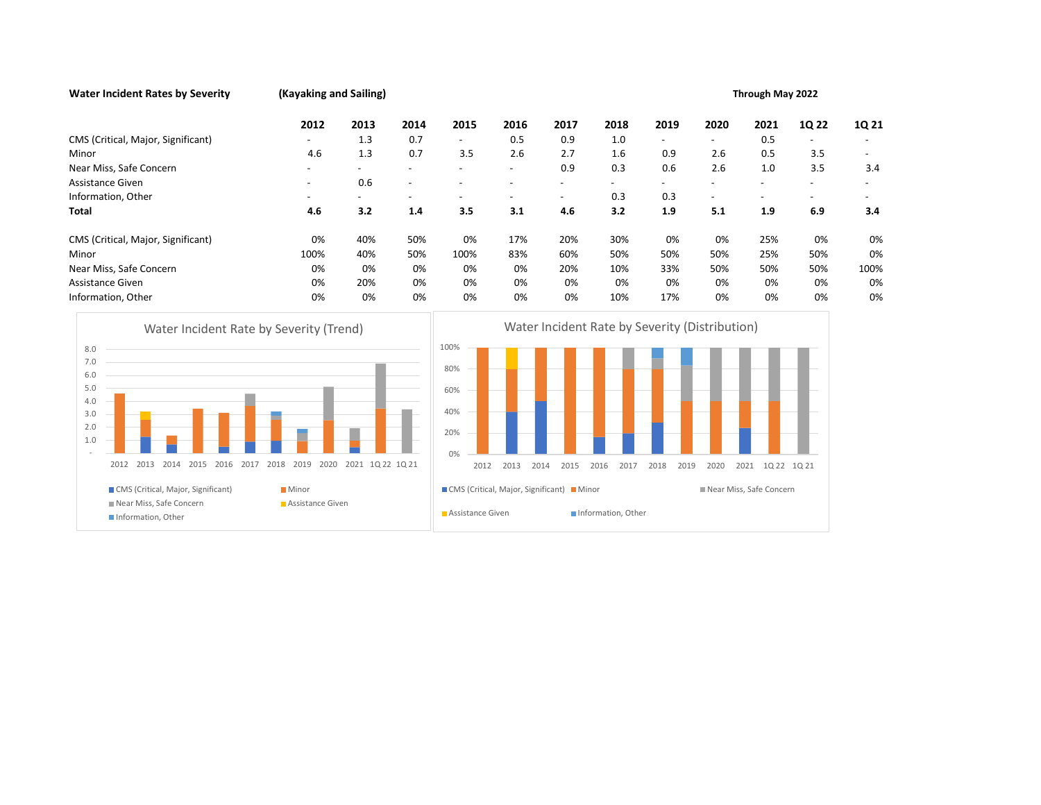**Water Incident Rates by Severity** **(Kayaking and Sailing)** **Through May 2022**

| | 2012 | 2013 | 2014 | 2015 | 2016 | 2017 | 2018 | 2019 | 2020 | 2021 | 1Q 22 | 1Q 21 |
|---|---|---|---|---|---|---|---|---|---|---|---|---|
| CMS (Critical, Major, Significant) | - | 1.3 | 0.7 | - | 0.5 | 0.9 | 1.0 | - | - | 0.5 | - | - |
| Minor | 4.6 | 1.3 | 0.7 | 3.5 | 2.6 | 2.7 | 1.6 | 0.9 | 2.6 | 0.5 | 3.5 | - |
| Near Miss, Safe Concern | - | - | - | - | - | 0.9 | 0.3 | 0.6 | 2.6 | 1.0 | 3.5 | 3.4 |
| Assistance Given | - | 0.6 | - | - | - | - | - | - | - | - | - | - |
| Information, Other | - | - | - | - | - | - | 0.3 | 0.3 | - | - | - | - |
| **Total** | **4.6** | **3.2** | **1.4** | **3.5** | **3.1** | **4.6** | **3.2** | **1.9** | **5.1** | **1.9** | **6.9** | **3.4** |
| | | | | | | | | | | | | |
| CMS (Critical, Major, Significant) | 0% | 40% | 50% | 0% | 17% | 20% | 30% | 0% | 0% | 25% | 0% | 0% |
| Minor | 100% | 40% | 50% | 100% | 83% | 60% | 50% | 50% | 50% | 25% | 50% | 0% |
| Near Miss, Safe Concern | 0% | 0% | 0% | 0% | 0% | 20% | 10% | 33% | 50% | 50% | 50% | 100% |
| Assistance Given | 0% | 20% | 0% | 0% | 0% | 0% | 0% | 0% | 0% | 0% | 0% | 0% |
| Information, Other | 0% | 0% | 0% | 0% | 0% | 0% | 10% | 17% | 0% | 0% | 0% | 0% |

Water Incident Rate by Severity (Trend)

8.0
7.0
6.0
5.0
4.0
3.0
2.0
1.0
-

2012 2013 2014 2015 2016 2017 2018 2019 2020 2021 1Q 22 1Q 21

CMS (Critical, Major, Significant)
Minor
Near Miss, Safe Concern
Assistance Given
Information, Other

Water Incident Rate by Severity (Distribution)

100%
80%
60%
40%
20%
0%

2012 2013 2014 2015 2016 2017 2018 2019 2020 2021 1Q 22 1Q 21

CMS (Critical, Major, Significant)
Minor
Near Miss, Safe Concern
Assistance Given
Information, Other